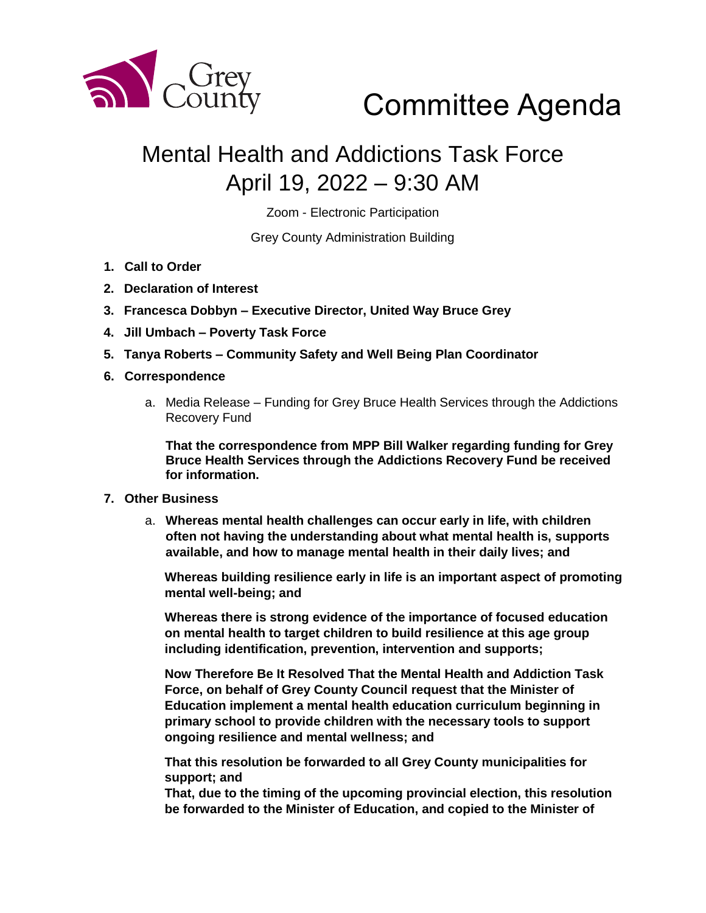Grey County

# Committee Agenda

## Mental Health and Addictions Task Force
## April 19, 2022 – 9:30 AM

Zoom - Electronic Participation

Grey County Administration Building

1. **Call to Order**
2. **Declaration of Interest**
3. **Francesca Dobbyn – Executive Director, United Way Bruce Grey**
4. **Jill Umbach – Poverty Task Force**
5. **Tanya Roberts – Community Safety and Well Being Plan Coordinator**
6. **Correspondence**

   a. Media Release – Funding for Grey Bruce Health Services through the Addictions Recovery Fund

   **That the correspondence from MPP Bill Walker regarding funding for Grey Bruce Health Services through the Addictions Recovery Fund be received for information.**

7. **Other Business**

   a. **Whereas mental health challenges can occur early in life, with children often not having the understanding about what mental health is, supports available, and how to manage mental health in their daily lives; and**

   **Whereas building resilience early in life is an important aspect of promoting mental well-being; and**

   **Whereas there is strong evidence of the importance of focused education on mental health to target children to build resilience at this age group including identification, prevention, intervention and supports;**

   **Now Therefore Be It Resolved That the Mental Health and Addiction Task Force, on behalf of Grey County Council request that the Minister of Education implement a mental health education curriculum beginning in primary school to provide children with the necessary tools to support ongoing resilience and mental wellness; and**

   **That this resolution be forwarded to all Grey County municipalities for support; and**
   **That, due to the timing of the upcoming provincial election, this resolution be forwarded to the Minister of Education, and copied to the Minister of**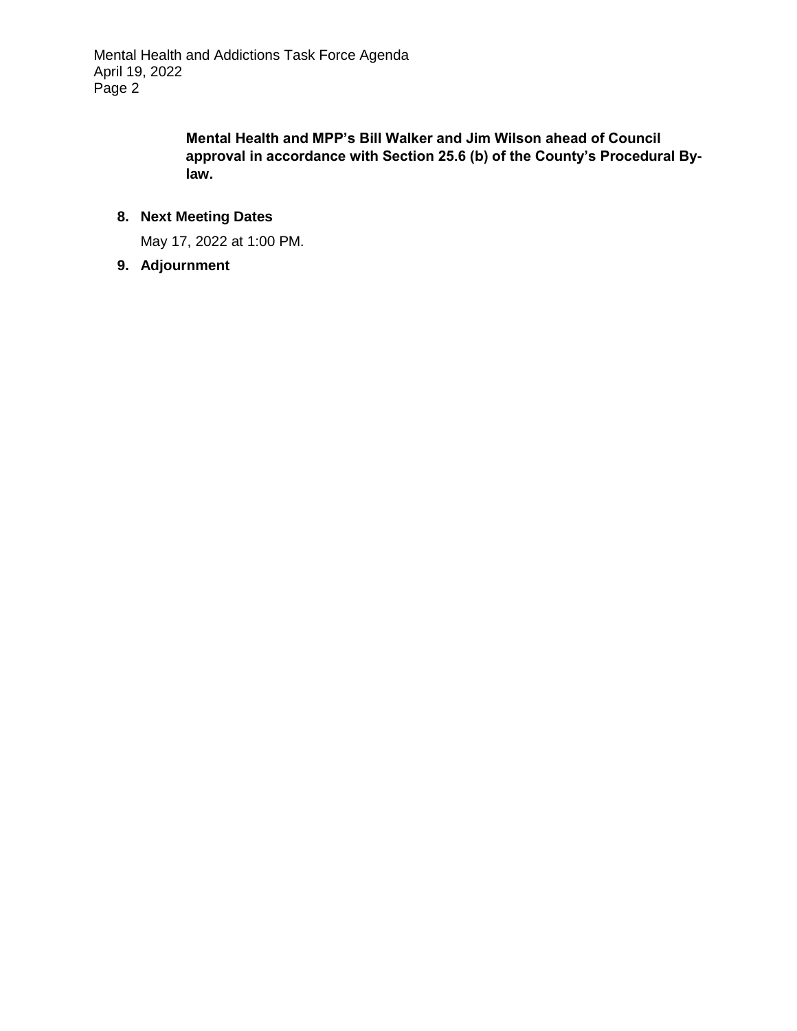**Mental Health and MPP's Bill Walker and Jim Wilson ahead of Council approval in accordance with Section 25.6 (b) of the County's Procedural By-law.**

## 8. Next Meeting Dates

May 17, 2022 at 1:00 PM.

## 9. Adjournment